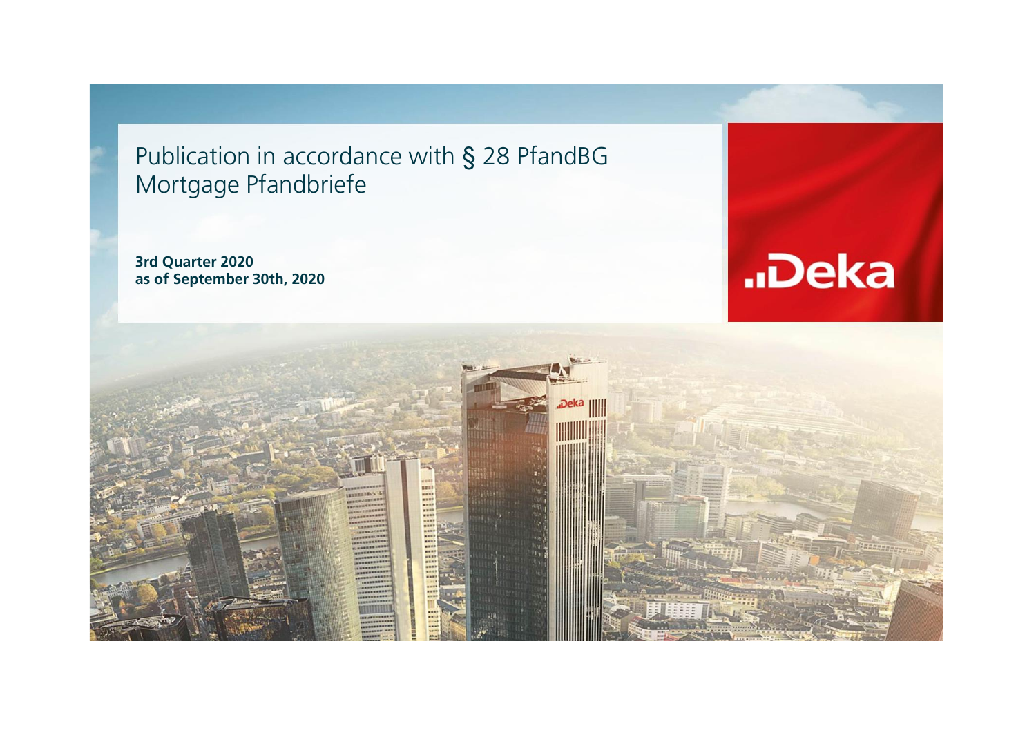# Publication in accordance with § 28 PfandBG Mortgage Pfandbriefe

**3rd Quarter 2020**
**as of September 30th, 2020**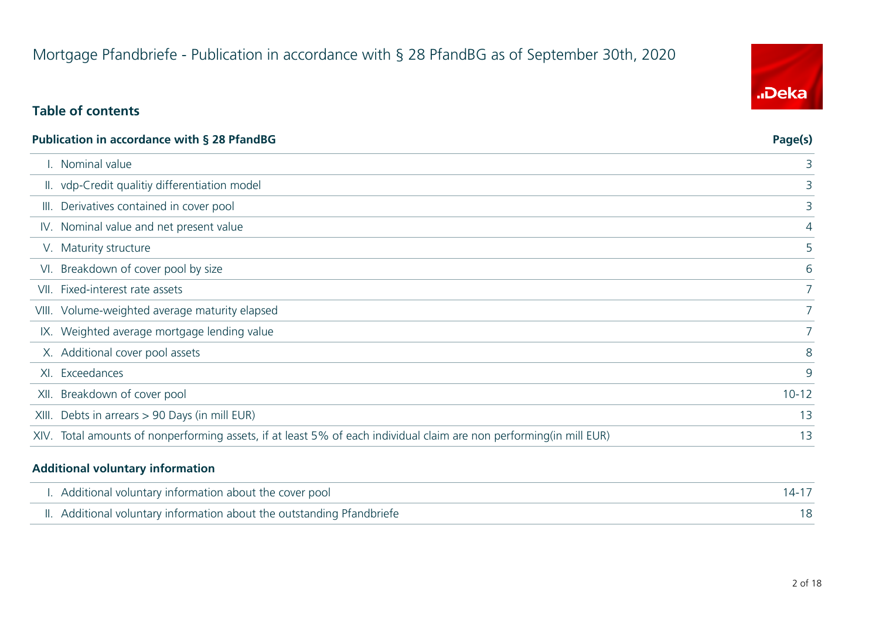# Mortgage Pfandbriefe - Publication in accordance with § 28 PfandBG as of September 30th, 2020

## Table of contents

| Publication in accordance with § 28 PfandBG | Page(s) |
|---|---|
| I. Nominal value | 3 |
| II. vdp-Credit qualitiy differentiation model | 3 |
| III. Derivatives contained in cover pool | 3 |
| IV. Nominal value and net present value | 4 |
| V. Maturity structure | 5 |
| VI. Breakdown of cover pool by size | 6 |
| VII. Fixed-interest rate assets | 7 |
| VIII. Volume-weighted average maturity elapsed | 7 |
| IX. Weighted average mortgage lending value | 7 |
| X. Additional cover pool assets | 8 |
| XI. Exceedances | 9 |
| XII. Breakdown of cover pool | 10-12 |
| XIII. Debts in arrears > 90 Days (in mill EUR) | 13 |
| XIV. Total amounts of nonperforming assets, if at least 5% of each individual claim are non performing(in mill EUR) | 13 |

| Additional voluntary information | |
|---|---|
| I. Additional voluntary information about the cover pool | 14-17 |
| II. Additional voluntary information about the outstanding Pfandbriefe | 18 |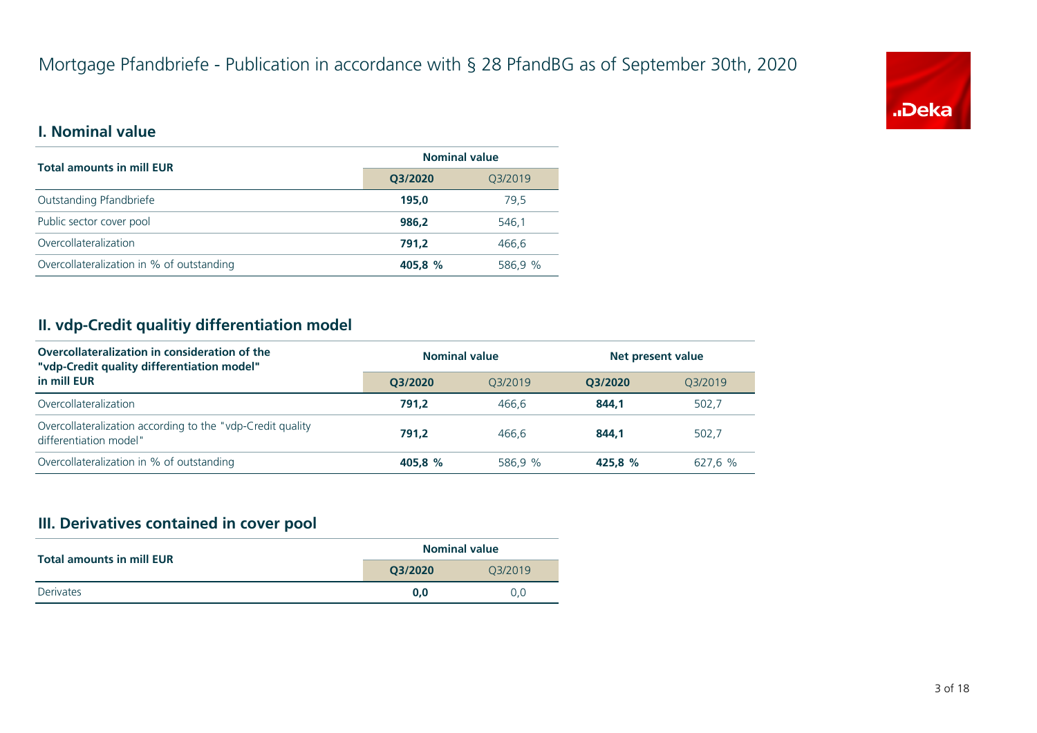# Mortgage Pfandbriefe - Publication in accordance with § 28 PfandBG as of September 30th, 2020

## I. Nominal value

| Total amounts in mill EUR | Nominal value | |
|---|---|---|
| | **Q3/2020** | Q3/2019 |
| Outstanding Pfandbriefe | **195,0** | 79,5 |
| Public sector cover pool | **986,2** | 546,1 |
| Overcollateralization | **791,2** | 466,6 |
| Overcollateralization in % of outstanding | **405,8 %** | 586,9 % |

## II. vdp-Credit qualitiy differentiation model

| Overcollateralization in consideration of the "vdp-Credit quality differentiation model" in mill EUR | Nominal value | | Net present value | |
|---|---|---|---|---|
| | **Q3/2020** | Q3/2019 | **Q3/2020** | Q3/2019 |
| Overcollateralization | **791,2** | 466,6 | **844,1** | 502,7 |
| Overcollateralization according to the "vdp-Credit quality differentiation model" | **791,2** | 466,6 | **844,1** | 502,7 |
| Overcollateralization in % of outstanding | **405,8 %** | 586,9 % | **425,8 %** | 627,6 % |

## III. Derivatives contained in cover pool

| Total amounts in mill EUR | Nominal value | |
|---|---|---|
| | **Q3/2020** | Q3/2019 |
| Derivates | **0,0** | 0,0 |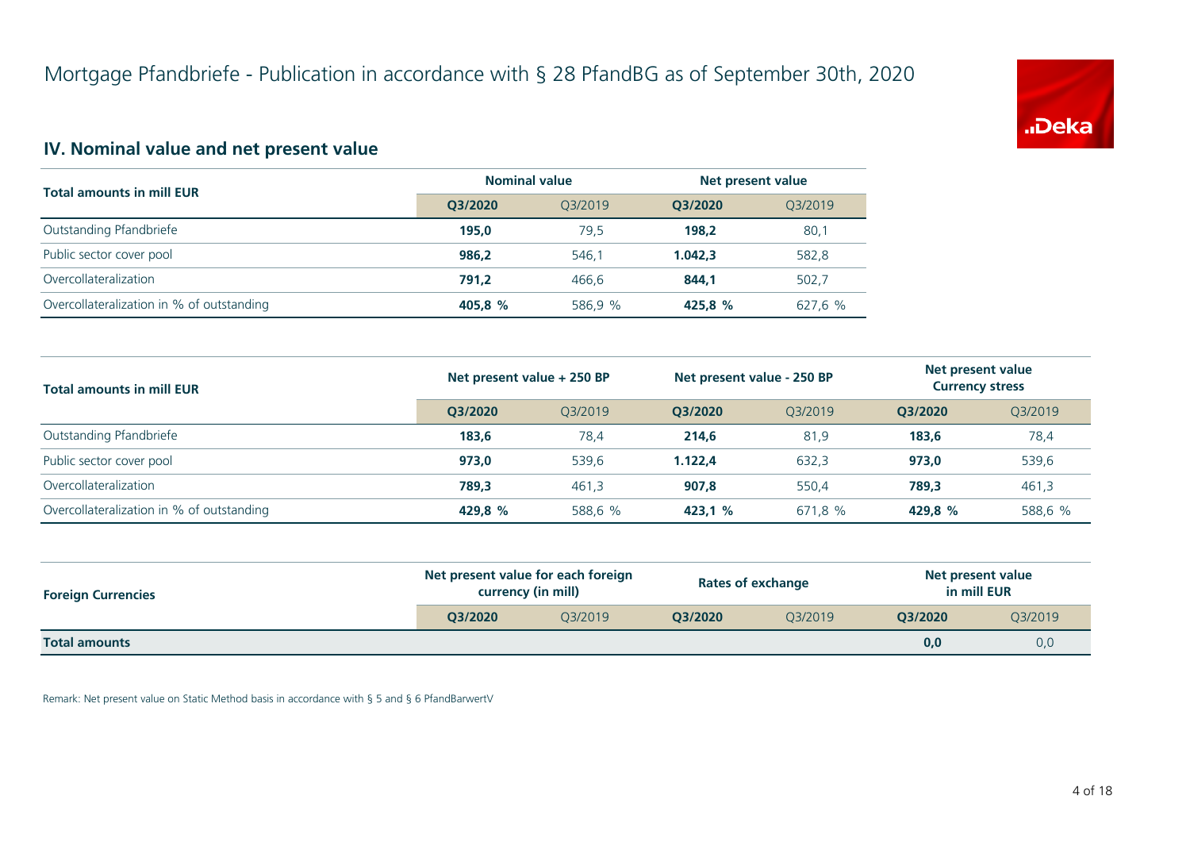# Mortgage Pfandbriefe - Publication in accordance with § 28 PfandBG as of September 30th, 2020

## IV. Nominal value and net present value

| Total amounts in mill EUR | Nominal value | | Net present value | |
|---|---|---|---|---|
| | **Q3/2020** | Q3/2019 | **Q3/2020** | Q3/2019 |
| Outstanding Pfandbriefe | **195,0** | 79,5 | **198,2** | 80,1 |
| Public sector cover pool | **986,2** | 546,1 | **1.042,3** | 582,8 |
| Overcollateralization | **791,2** | 466,6 | **844,1** | 502,7 |
| Overcollateralization in % of outstanding | **405,8 %** | 586,9 % | **425,8 %** | 627,6 % |

| Total amounts in mill EUR | Net present value + 250 BP | | Net present value - 250 BP | | Net present value Currency stress | |
|---|---|---|---|---|---|---|
| | **Q3/2020** | Q3/2019 | **Q3/2020** | Q3/2019 | **Q3/2020** | Q3/2019 |
| Outstanding Pfandbriefe | **183,6** | 78,4 | **214,6** | 81,9 | **183,6** | 78,4 |
| Public sector cover pool | **973,0** | 539,6 | **1.122,4** | 632,3 | **973,0** | 539,6 |
| Overcollateralization | **789,3** | 461,3 | **907,8** | 550,4 | **789,3** | 461,3 |
| Overcollateralization in % of outstanding | **429,8 %** | 588,6 % | **423,1 %** | 671,8 % | **429,8 %** | 588,6 % |

| Foreign Currencies | Net present value for each foreign currency (in mill) | | Rates of exchange | | Net present value in mill EUR | |
|---|---|---|---|---|---|---|
| | **Q3/2020** | Q3/2019 | **Q3/2020** | Q3/2019 | **Q3/2020** | Q3/2019 |
| **Total amounts** | | | | | **0,0** | 0,0 |

Remark: Net present value on Static Method basis in accordance with § 5 and § 6 PfandBarwertV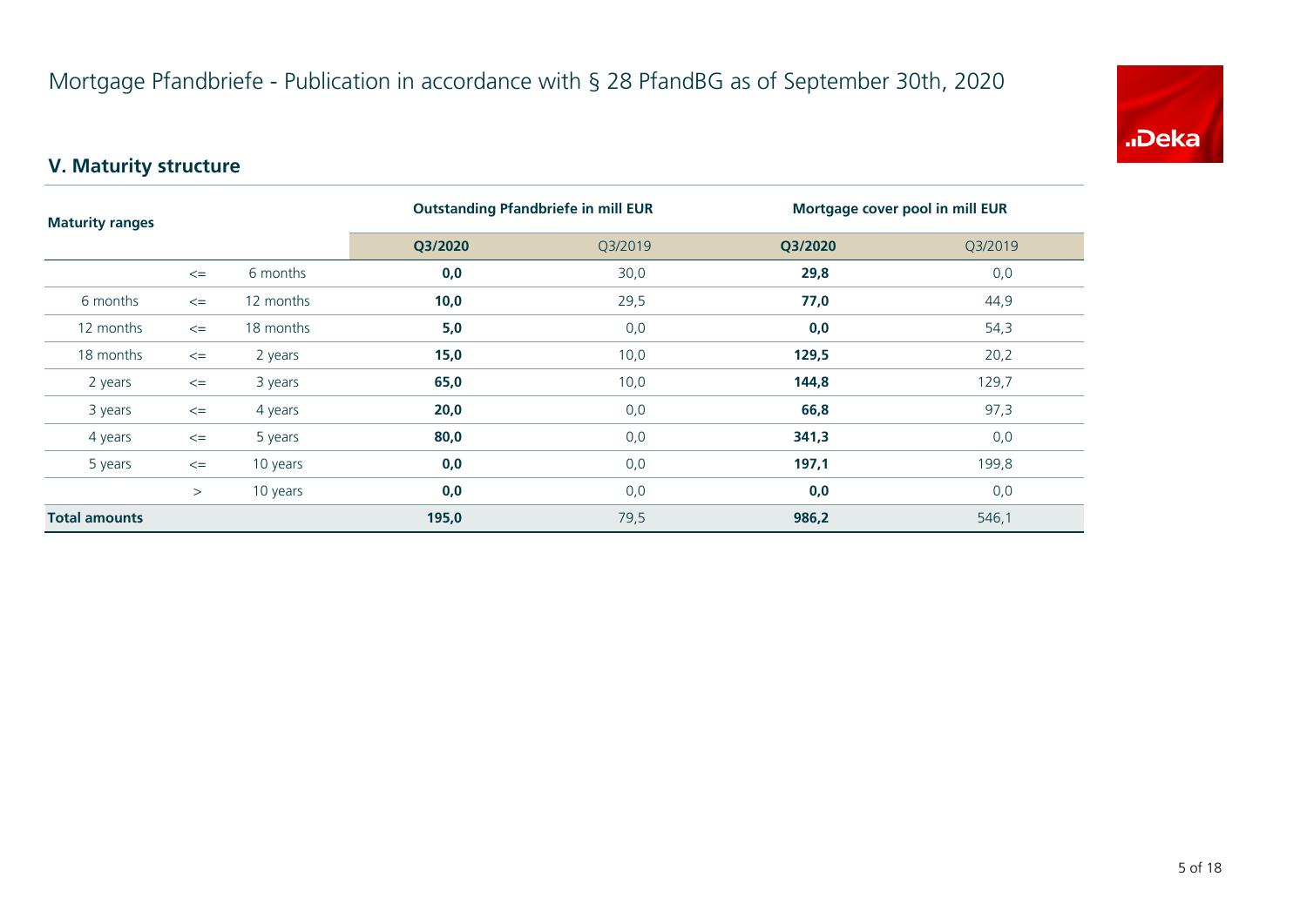# Mortgage Pfandbriefe - Publication in accordance with § 28 PfandBG as of September 30th, 2020

## V. Maturity structure

| Maturity ranges | | | Outstanding Pfandbriefe in mill EUR | | Mortgage cover pool in mill EUR | |
|---|---|---|---|---|---|---|
| | | | **Q3/2020** | Q3/2019 | **Q3/2020** | Q3/2019 |
| | <= | 6 months | **0,0** | 30,0 | **29,8** | 0,0 |
| 6 months | <= | 12 months | **10,0** | 29,5 | **77,0** | 44,9 |
| 12 months | <= | 18 months | **5,0** | 0,0 | **0,0** | 54,3 |
| 18 months | <= | 2 years | **15,0** | 10,0 | **129,5** | 20,2 |
| 2 years | <= | 3 years | **65,0** | 10,0 | **144,8** | 129,7 |
| 3 years | <= | 4 years | **20,0** | 0,0 | **66,8** | 97,3 |
| 4 years | <= | 5 years | **80,0** | 0,0 | **341,3** | 0,0 |
| 5 years | <= | 10 years | **0,0** | 0,0 | **197,1** | 199,8 |
| | > | 10 years | **0,0** | 0,0 | **0,0** | 0,0 |
| **Total amounts** | | | **195,0** | 79,5 | **986,2** | 546,1 |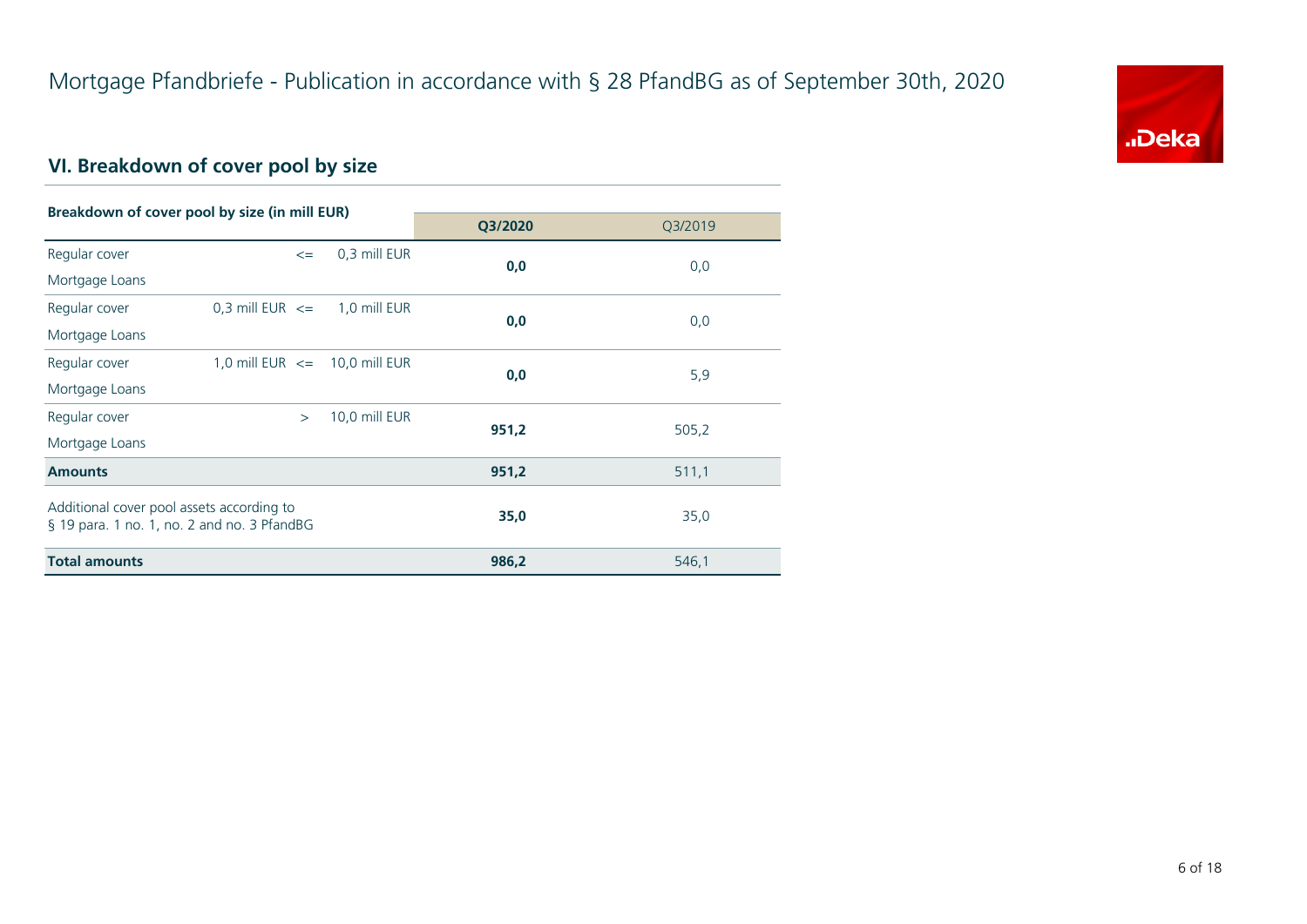# Mortgage Pfandbriefe - Publication in accordance with § 28 PfandBG as of September 30th, 2020

## VI. Breakdown of cover pool by size

| Breakdown of cover pool by size (in mill EUR) | | | Q3/2020 | Q3/2019 |
|---|---|---|---|---|
| Regular cover Mortgage Loans | <= | 0,3 mill EUR | **0,0** | 0,0 |
| Regular cover Mortgage Loans | 0,3 mill EUR <= | 1,0 mill EUR | **0,0** | 0,0 |
| Regular cover Mortgage Loans | 1,0 mill EUR <= | 10,0 mill EUR | **0,0** | 5,9 |
| Regular cover Mortgage Loans | > | 10,0 mill EUR | **951,2** | 505,2 |
| **Amounts** | | | **951,2** | 511,1 |
| Additional cover pool assets according to § 19 para. 1 no. 1, no. 2 and no. 3 PfandBG | | | **35,0** | 35,0 |
| **Total amounts** | | | **986,2** | 546,1 |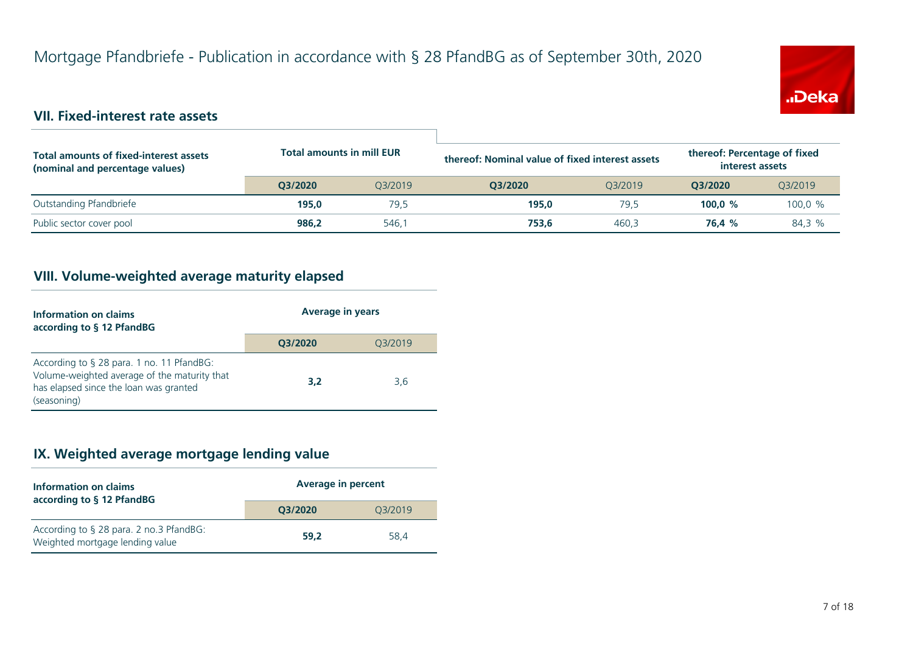# Mortgage Pfandbriefe - Publication in accordance with § 28 PfandBG as of September 30th, 2020

## VII. Fixed-interest rate assets

| Total amounts of fixed-interest assets (nominal and percentage values) | Total amounts in mill EUR | | thereof: Nominal value of fixed interest assets | | thereof: Percentage of fixed interest assets | |
|---|---|---|---|---|---|---|
| | **Q3/2020** | Q3/2019 | **Q3/2020** | Q3/2019 | **Q3/2020** | Q3/2019 |
| Outstanding Pfandbriefe | **195,0** | 79,5 | **195,0** | 79,5 | **100,0 %** | 100,0 % |
| Public sector cover pool | **986,2** | 546,1 | **753,6** | 460,3 | **76,4 %** | 84,3 % |

## VIII. Volume-weighted average maturity elapsed

| Information on claims according to § 12 PfandBG | Average in years | |
|---|---|---|
| | **Q3/2020** | Q3/2019 |
| According to § 28 para. 1 no. 11 PfandBG: Volume-weighted average of the maturity that has elapsed since the loan was granted (seasoning) | **3,2** | 3,6 |

## IX. Weighted average mortgage lending value

| Information on claims according to § 12 PfandBG | Average in percent | |
|---|---|---|
| | **Q3/2020** | Q3/2019 |
| According to § 28 para. 2 no.3 PfandBG: Weighted mortgage lending value | **59,2** | 58,4 |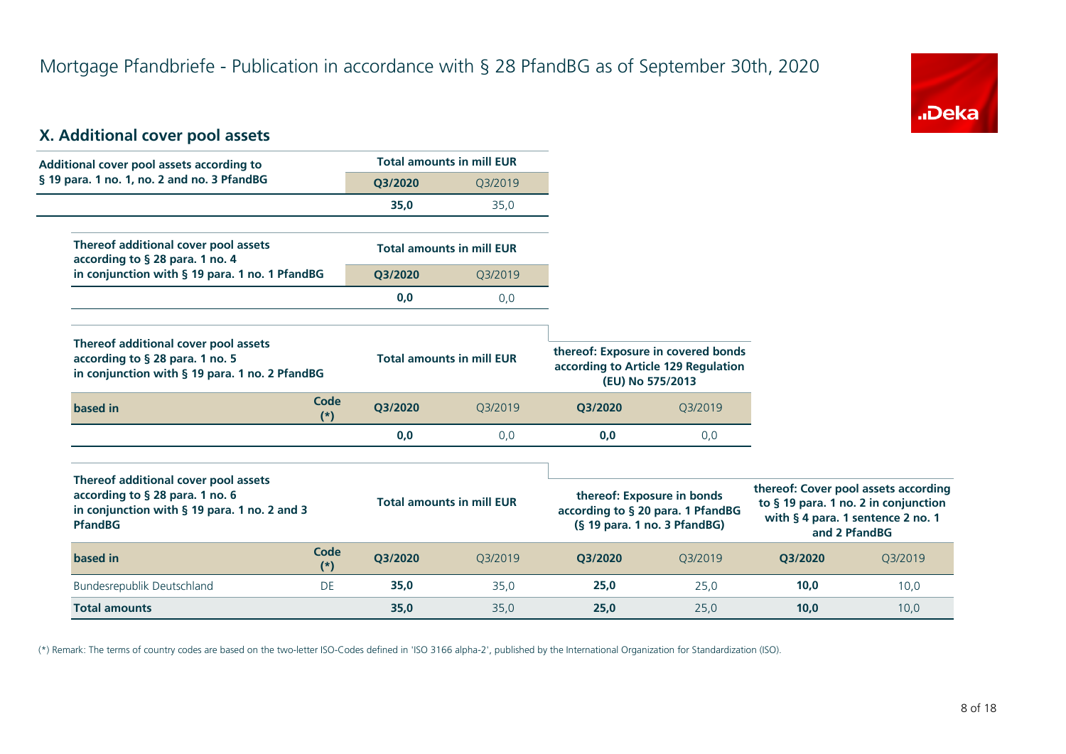# Mortgage Pfandbriefe - Publication in accordance with § 28 PfandBG as of September 30th, 2020

## X. Additional cover pool assets

| Additional cover pool assets according to § 19 para. 1 no. 1, no. 2 and no. 3 PfandBG | Total amounts in mill EUR | |
|---|---|---|
| | **Q3/2020** | Q3/2019 |
| | **35,0** | 35,0 |

| Thereof additional cover pool assets according to § 28 para. 1 no. 4 in conjunction with § 19 para. 1 no. 1 PfandBG | Total amounts in mill EUR | |
|---|---|---|
| | **Q3/2020** | Q3/2019 |
| | **0,0** | 0,0 |

| Thereof additional cover pool assets according to § 28 para. 1 no. 5 in conjunction with § 19 para. 1 no. 2 PfandBG | | Total amounts in mill EUR | | thereof: Exposure in covered bonds according to Article 129 Regulation (EU) No 575/2013 | |
|---|---|---|---|---|---|
| **based in** | **Code (*)** | **Q3/2020** | Q3/2019 | **Q3/2020** | Q3/2019 |
| | | **0,0** | 0,0 | **0,0** | 0,0 |

| Thereof additional cover pool assets according to § 28 para. 1 no. 6 in conjunction with § 19 para. 1 no. 2 and 3 PfandBG | | Total amounts in mill EUR | | thereof: Exposure in bonds according to § 20 para. 1 PfandBG (§ 19 para. 1 no. 3 PfandBG) | | thereof: Cover pool assets according to § 19 para. 1 no. 2 in conjunction with § 4 para. 1 sentence 2 no. 1 and 2 PfandBG | |
|---|---|---|---|---|---|---|---|
| **based in** | **Code (*)** | **Q3/2020** | Q3/2019 | **Q3/2020** | Q3/2019 | **Q3/2020** | Q3/2019 |
| Bundesrepublik Deutschland | DE | **35,0** | 35,0 | **25,0** | 25,0 | **10,0** | 10,0 |
| **Total amounts** | | **35,0** | 35,0 | **25,0** | 25,0 | **10,0** | 10,0 |

(*) Remark: The terms of country codes are based on the two-letter ISO-Codes defined in 'ISO 3166 alpha-2', published by the International Organization for Standardization (ISO).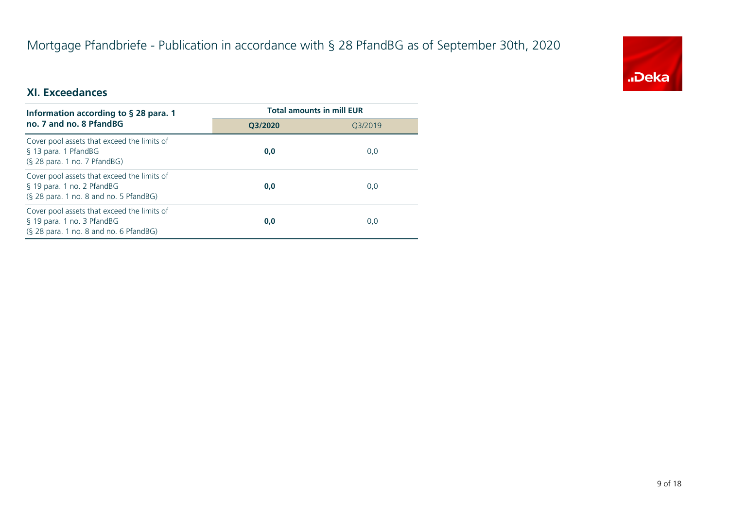# Mortgage Pfandbriefe - Publication in accordance with § 28 PfandBG as of September 30th, 2020

## XI. Exceedances

| Information according to § 28 para. 1 no. 7 and no. 8 PfandBG | Total amounts in mill EUR | |
|---|---|---|
| | **Q3/2020** | Q3/2019 |
| Cover pool assets that exceed the limits of § 13 para. 1 PfandBG (§ 28 para. 1 no. 7 PfandBG) | **0,0** | 0,0 |
| Cover pool assets that exceed the limits of § 19 para. 1 no. 2 PfandBG (§ 28 para. 1 no. 8 and no. 5 PfandBG) | **0,0** | 0,0 |
| Cover pool assets that exceed the limits of § 19 para. 1 no. 3 PfandBG (§ 28 para. 1 no. 8 and no. 6 PfandBG) | **0,0** | 0,0 |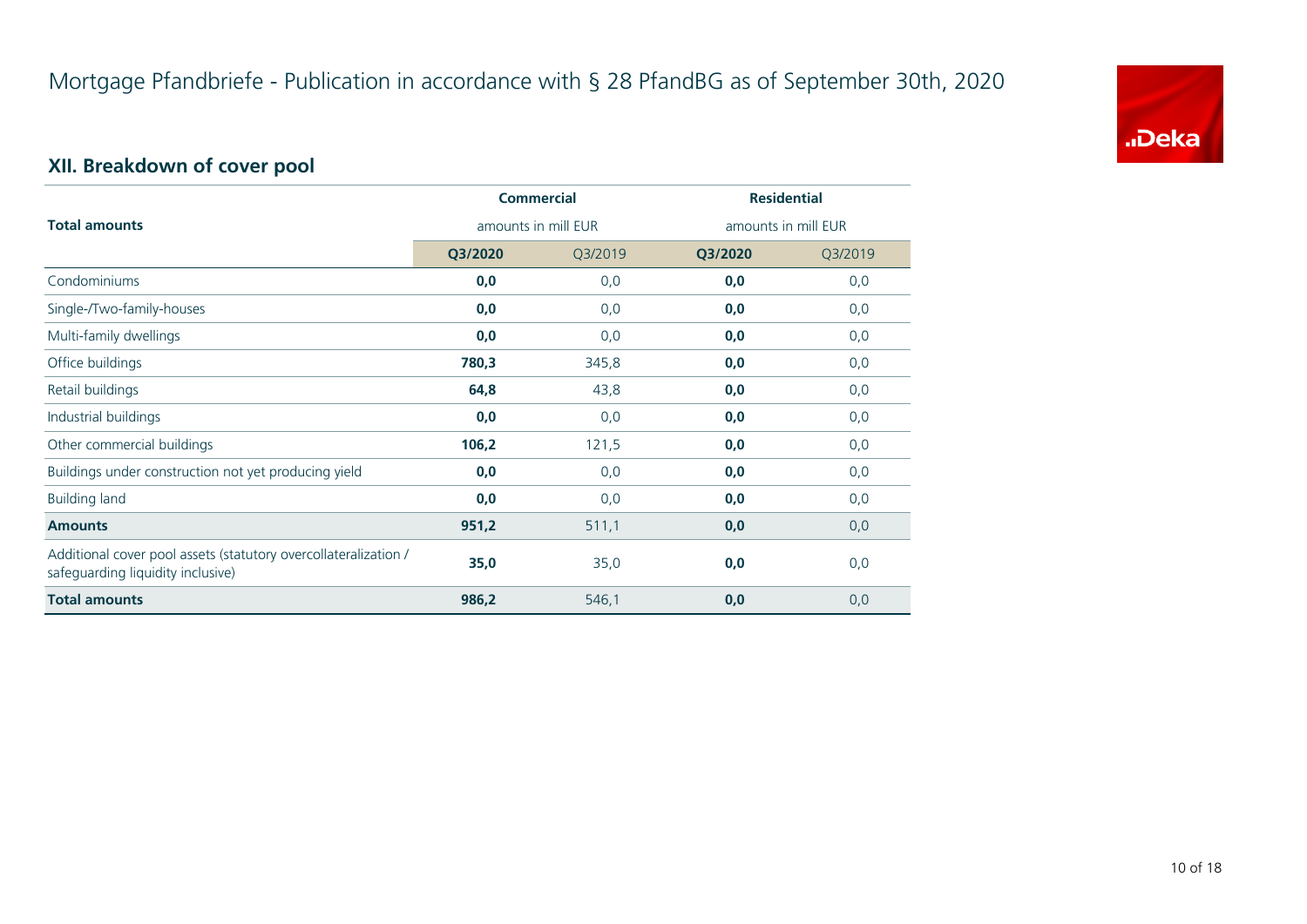# Mortgage Pfandbriefe - Publication in accordance with § 28 PfandBG as of September 30th, 2020

## XII. Breakdown of cover pool

| Total amounts | Commercial amounts in mill EUR | | Residential amounts in mill EUR | |
|---|---|---|---|---|
| | **Q3/2020** | Q3/2019 | **Q3/2020** | Q3/2019 |
| Condominiums | **0,0** | 0,0 | **0,0** | 0,0 |
| Single-/Two-family-houses | **0,0** | 0,0 | **0,0** | 0,0 |
| Multi-family dwellings | **0,0** | 0,0 | **0,0** | 0,0 |
| Office buildings | **780,3** | 345,8 | **0,0** | 0,0 |
| Retail buildings | **64,8** | 43,8 | **0,0** | 0,0 |
| Industrial buildings | **0,0** | 0,0 | **0,0** | 0,0 |
| Other commercial buildings | **106,2** | 121,5 | **0,0** | 0,0 |
| Buildings under construction not yet producing yield | **0,0** | 0,0 | **0,0** | 0,0 |
| Building land | **0,0** | 0,0 | **0,0** | 0,0 |
| **Amounts** | **951,2** | 511,1 | **0,0** | 0,0 |
| Additional cover pool assets (statutory overcollateralization / safeguarding liquidity inclusive) | **35,0** | 35,0 | **0,0** | 0,0 |
| **Total amounts** | **986,2** | 546,1 | **0,0** | 0,0 |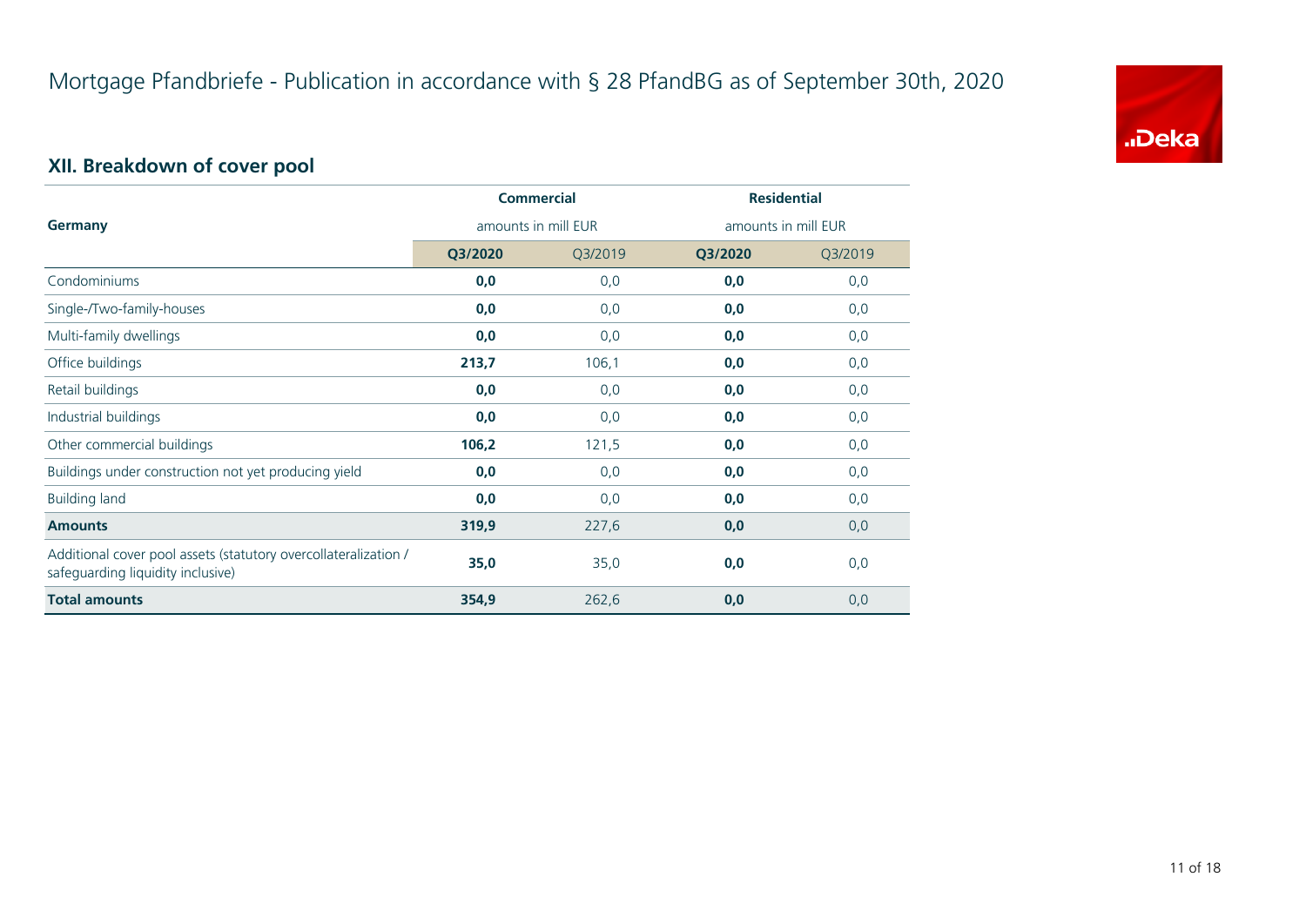# Mortgage Pfandbriefe - Publication in accordance with § 28 PfandBG as of September 30th, 2020

## XII. Breakdown of cover pool

| Germany | Commercial | | Residential | |
|---|---|---|---|---|
| | amounts in mill EUR | | amounts in mill EUR | |
| | **Q3/2020** | Q3/2019 | **Q3/2020** | Q3/2019 |
| Condominiums | **0,0** | 0,0 | **0,0** | 0,0 |
| Single-/Two-family-houses | **0,0** | 0,0 | **0,0** | 0,0 |
| Multi-family dwellings | **0,0** | 0,0 | **0,0** | 0,0 |
| Office buildings | **213,7** | 106,1 | **0,0** | 0,0 |
| Retail buildings | **0,0** | 0,0 | **0,0** | 0,0 |
| Industrial buildings | **0,0** | 0,0 | **0,0** | 0,0 |
| Other commercial buildings | **106,2** | 121,5 | **0,0** | 0,0 |
| Buildings under construction not yet producing yield | **0,0** | 0,0 | **0,0** | 0,0 |
| Building land | **0,0** | 0,0 | **0,0** | 0,0 |
| **Amounts** | **319,9** | 227,6 | **0,0** | 0,0 |
| Additional cover pool assets (statutory overcollateralization / safeguarding liquidity inclusive) | **35,0** | 35,0 | **0,0** | 0,0 |
| **Total amounts** | **354,9** | 262,6 | **0,0** | 0,0 |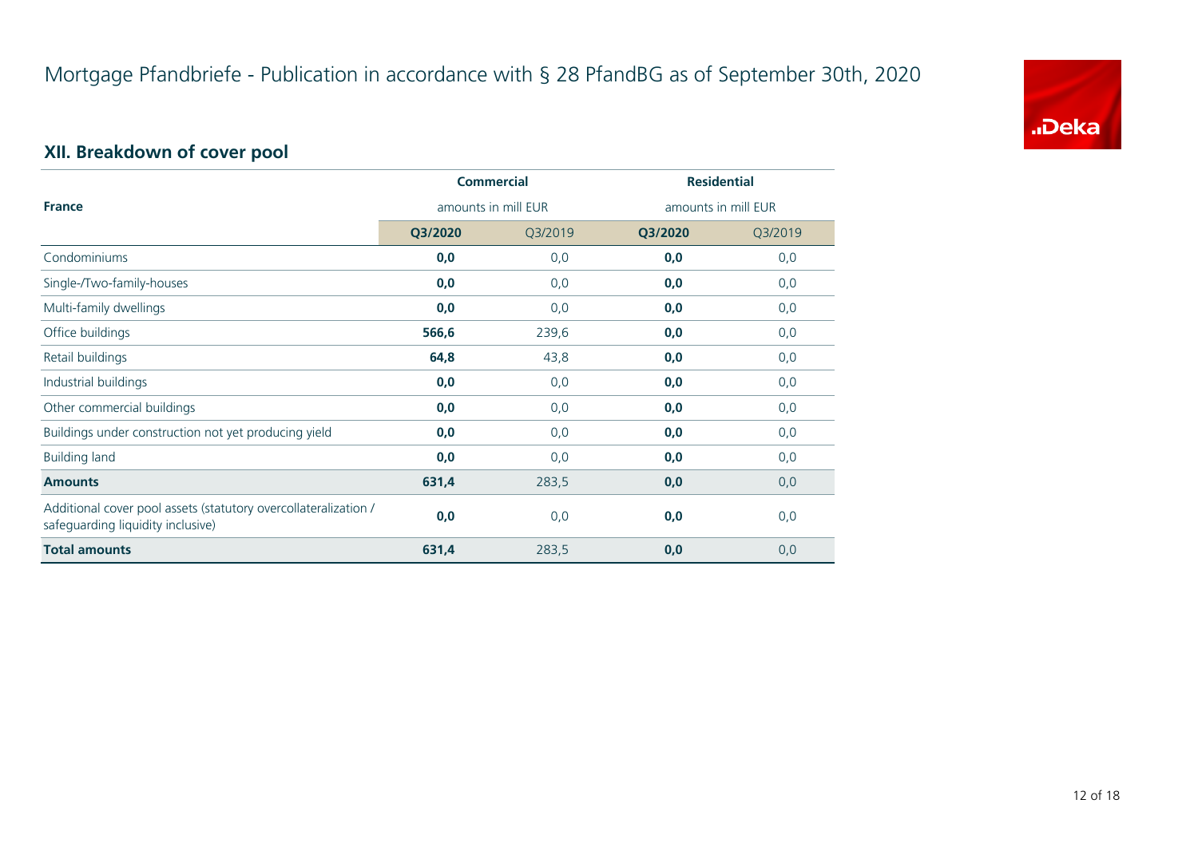# Mortgage Pfandbriefe - Publication in accordance with § 28 PfandBG as of September 30th, 2020

## XII. Breakdown of cover pool

| France | Commercial amounts in mill EUR | | Residential amounts in mill EUR | |
|---|---|---|---|---|
| | **Q3/2020** | Q3/2019 | **Q3/2020** | Q3/2019 |
| Condominiums | **0,0** | 0,0 | **0,0** | 0,0 |
| Single-/Two-family-houses | **0,0** | 0,0 | **0,0** | 0,0 |
| Multi-family dwellings | **0,0** | 0,0 | **0,0** | 0,0 |
| Office buildings | **566,6** | 239,6 | **0,0** | 0,0 |
| Retail buildings | **64,8** | 43,8 | **0,0** | 0,0 |
| Industrial buildings | **0,0** | 0,0 | **0,0** | 0,0 |
| Other commercial buildings | **0,0** | 0,0 | **0,0** | 0,0 |
| Buildings under construction not yet producing yield | **0,0** | 0,0 | **0,0** | 0,0 |
| Building land | **0,0** | 0,0 | **0,0** | 0,0 |
| **Amounts** | **631,4** | 283,5 | **0,0** | 0,0 |
| Additional cover pool assets (statutory overcollateralization / safeguarding liquidity inclusive) | **0,0** | 0,0 | **0,0** | 0,0 |
| **Total amounts** | **631,4** | 283,5 | **0,0** | 0,0 |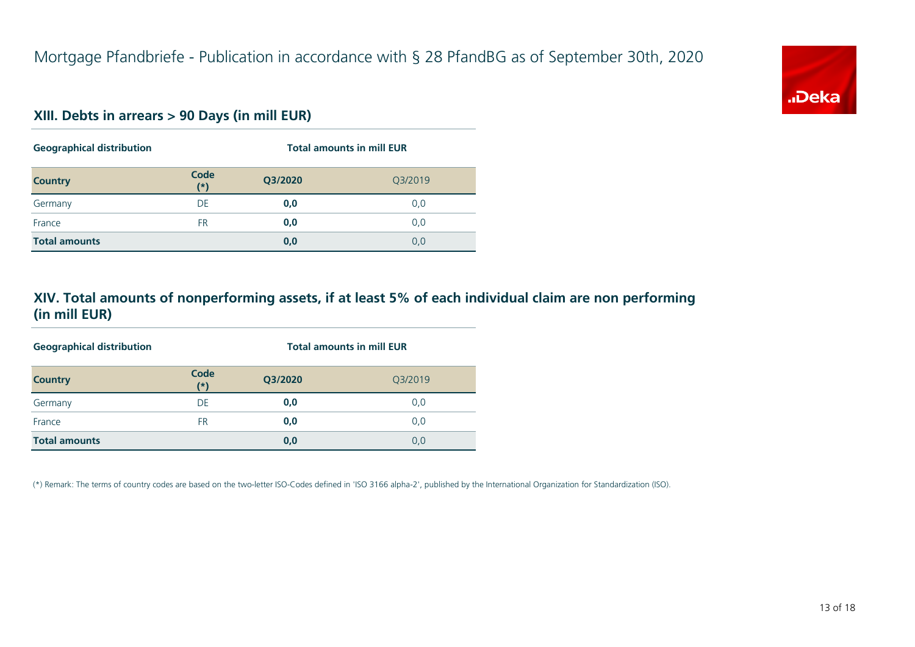# Mortgage Pfandbriefe - Publication in accordance with § 28 PfandBG as of September 30th, 2020

## XIII. Debts in arrears > 90 Days (in mill EUR)

| Geographical distribution | | Total amounts in mill EUR | |
|---|---|---|---|
| **Country** | **Code (*)** | **Q3/2020** | Q3/2019 |
| Germany | DE | **0,0** | 0,0 |
| France | FR | **0,0** | 0,0 |
| **Total amounts** | | **0,0** | 0,0 |

## XIV. Total amounts of nonperforming assets, if at least 5% of each individual claim are non performing (in mill EUR)

| Geographical distribution | | Total amounts in mill EUR | |
|---|---|---|---|
| **Country** | **Code (*)** | **Q3/2020** | Q3/2019 |
| Germany | DE | **0,0** | 0,0 |
| France | FR | **0,0** | 0,0 |
| **Total amounts** | | **0,0** | 0,0 |

(*) Remark: The terms of country codes are based on the two-letter ISO-Codes defined in 'ISO 3166 alpha-2', published by the International Organization for Standardization (ISO).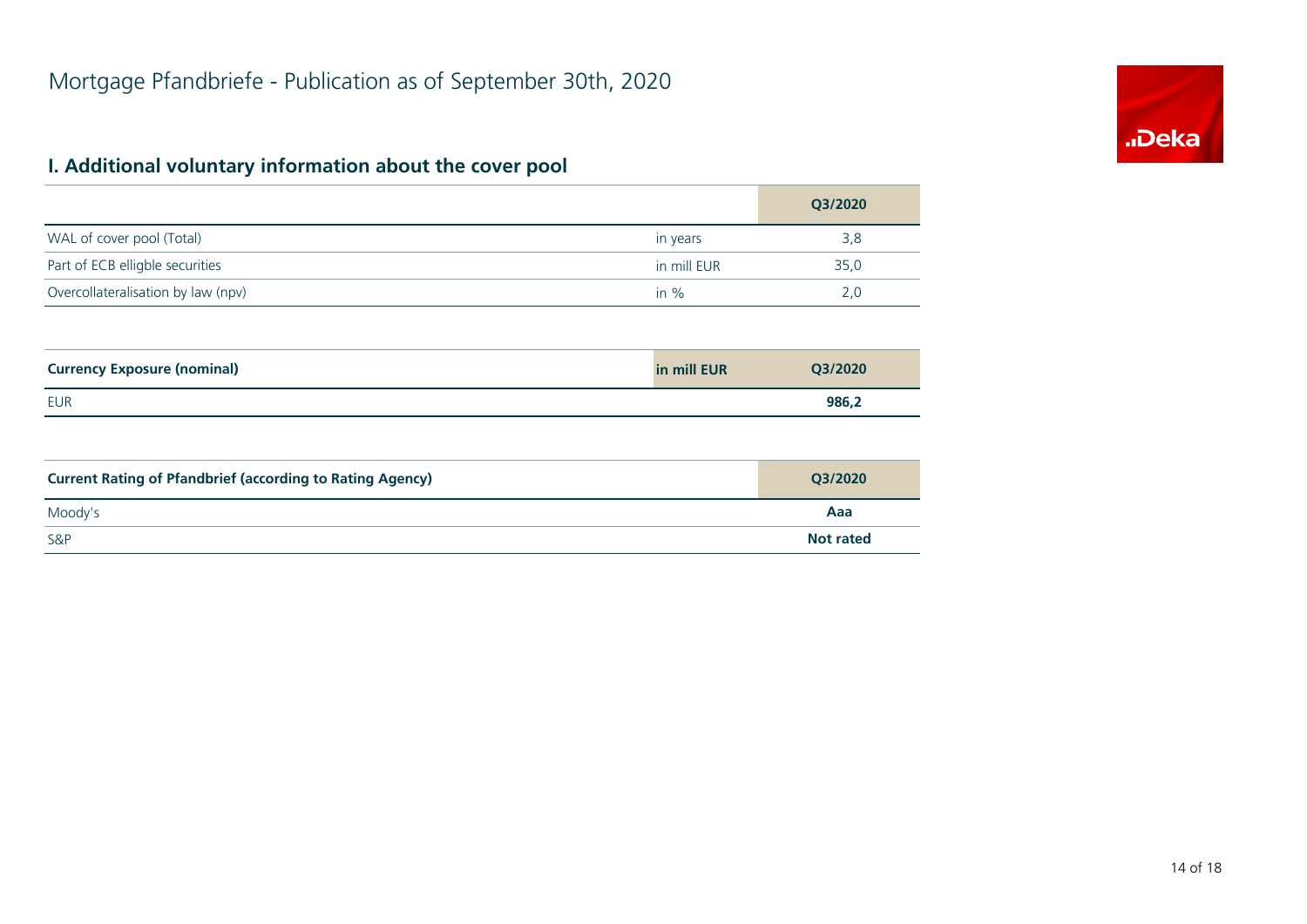# Mortgage Pfandbriefe - Publication as of September 30th, 2020

## I. Additional voluntary information about the cover pool

| | | Q3/2020 |
|---|---|---|
| WAL of cover pool (Total) | in years | 3,8 |
| Part of ECB elligble securities | in mill EUR | 35,0 |
| Overcollateralisation by law (npv) | in % | 2,0 |

| **Currency Exposure (nominal)** | **in mill EUR** | **Q3/2020** |
|---|---|---|
| EUR | | **986,2** |

| **Current Rating of Pfandbrief (according to Rating Agency)** | **Q3/2020** |
|---|---|
| Moody's | **Aaa** |
| S&P | **Not rated** |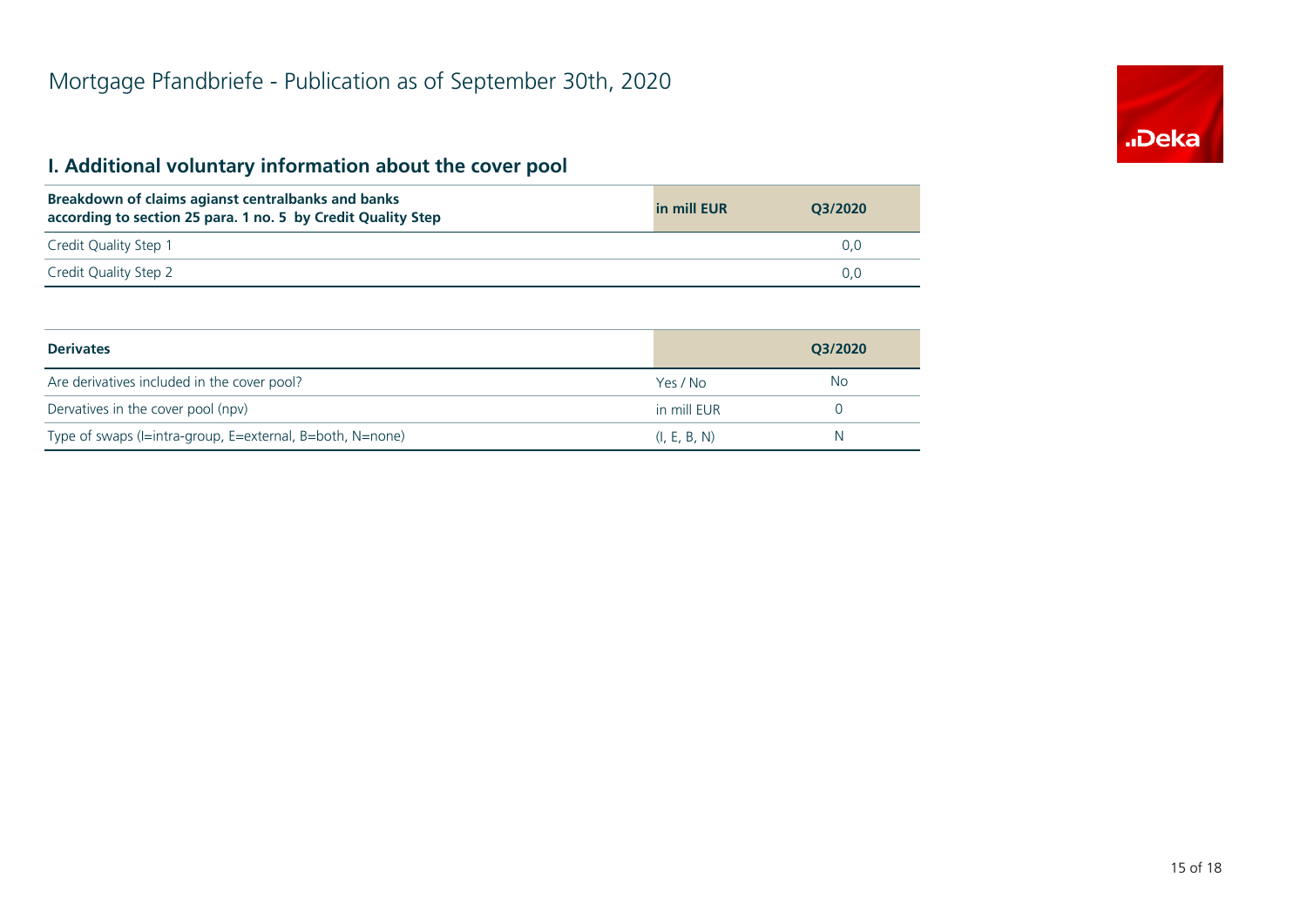# Mortgage Pfandbriefe - Publication as of September 30th, 2020

## I. Additional voluntary information about the cover pool

| Breakdown of claims agianst centralbanks and banks according to section 25 para. 1 no. 5 by Credit Quality Step | in mill EUR | Q3/2020 |
|---|---|---|
| Credit Quality Step 1 | | 0,0 |
| Credit Quality Step 2 | | 0,0 |

| Derivates | | Q3/2020 |
|---|---|---|
| Are derivatives included in the cover pool? | Yes / No | No |
| Dervatives in the cover pool (npv) | in mill EUR | 0 |
| Type of swaps (I=intra-group, E=external, B=both, N=none) | (I, E, B, N) | N |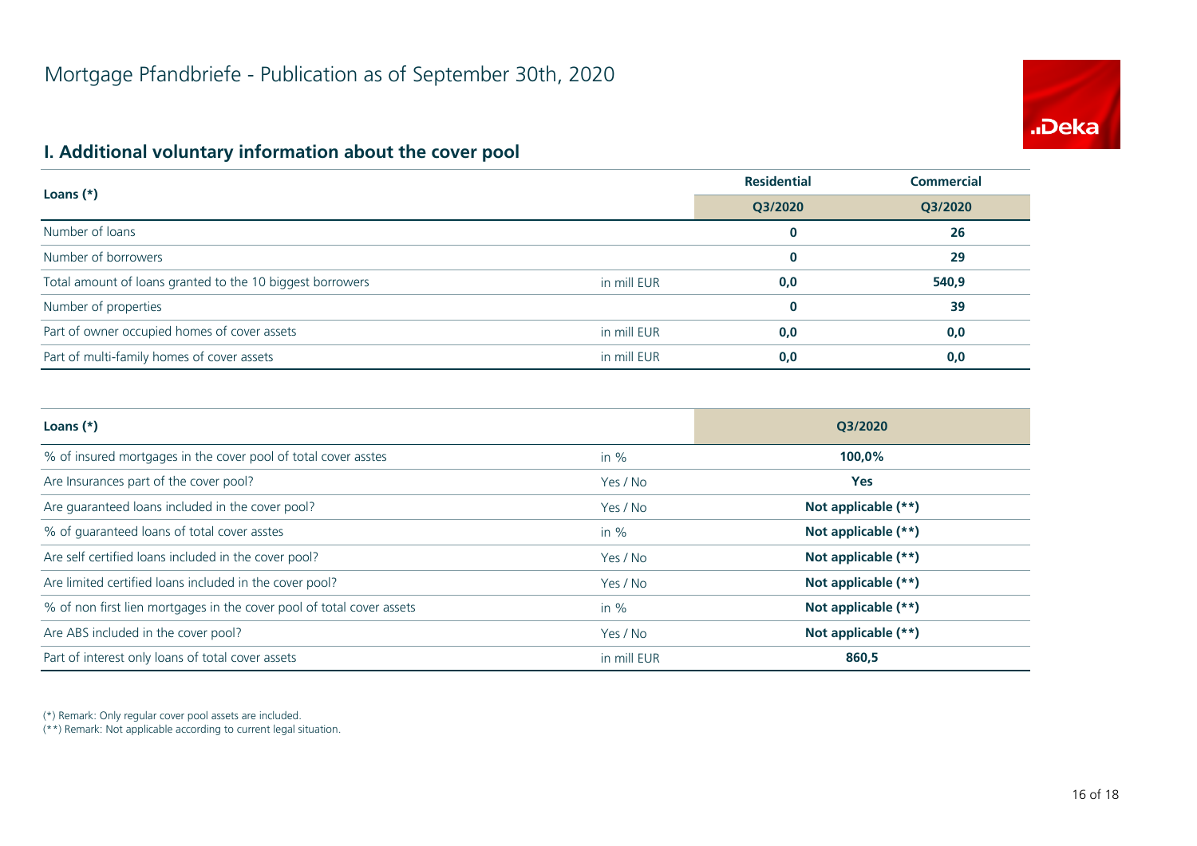# Mortgage Pfandbriefe - Publication as of September 30th, 2020

## I. Additional voluntary information about the cover pool

| Loans (*) | | Residential | Commercial |
|---|---|---|---|
| | | Q3/2020 | Q3/2020 |
| Number of loans | | **0** | **26** |
| Number of borrowers | | **0** | **29** |
| Total amount of loans granted to the 10 biggest borrowers | in mill EUR | **0,0** | **540,9** |
| Number of properties | | **0** | **39** |
| Part of owner occupied homes of cover assets | in mill EUR | **0,0** | **0,0** |
| Part of multi-family homes of cover assets | in mill EUR | **0,0** | **0,0** |

| Loans (*) | | Q3/2020 |
|---|---|---|
| % of insured mortgages in the cover pool of total cover asstes | in % | **100,0%** |
| Are Insurances part of the cover pool? | Yes / No | **Yes** |
| Are guaranteed loans included in the cover pool? | Yes / No | **Not applicable (**)** |
| % of guaranteed loans of total cover asstes | in % | **Not applicable (**)** |
| Are self certified loans included in the cover pool? | Yes / No | **Not applicable (**)** |
| Are limited certified loans included in the cover pool? | Yes / No | **Not applicable (**)** |
| % of non first lien mortgages in the cover pool of total cover assets | in % | **Not applicable (**)** |
| Are ABS included in the cover pool? | Yes / No | **Not applicable (**)** |
| Part of interest only loans of total cover assets | in mill EUR | **860,5** |

(*) Remark: Only regular cover pool assets are included.
(**) Remark: Not applicable according to current legal situation.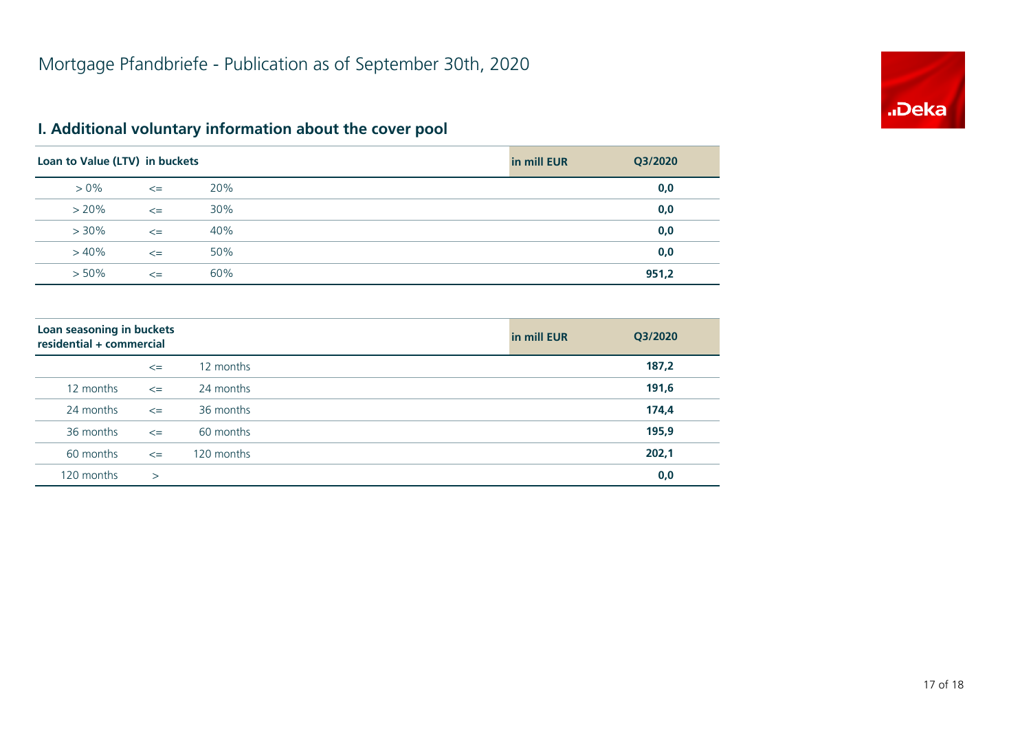# Mortgage Pfandbriefe - Publication as of September 30th, 2020

## I. Additional voluntary information about the cover pool

| Loan to Value (LTV) in buckets | | | in mill EUR | Q3/2020 |
|---|---|---|---|---|
| > 0% | <= | 20% | | **0,0** |
| > 20% | <= | 30% | | **0,0** |
| > 30% | <= | 40% | | **0,0** |
| > 40% | <= | 50% | | **0,0** |
| > 50% | <= | 60% | | **951,2** |

| Loan seasoning in buckets residential + commercial | | | in mill EUR | Q3/2020 |
|---|---|---|---|---|
| | <= | 12 months | | **187,2** |
| 12 months | <= | 24 months | | **191,6** |
| 24 months | <= | 36 months | | **174,4** |
| 36 months | <= | 60 months | | **195,9** |
| 60 months | <= | 120 months | | **202,1** |
| 120 months | > | | | **0,0** |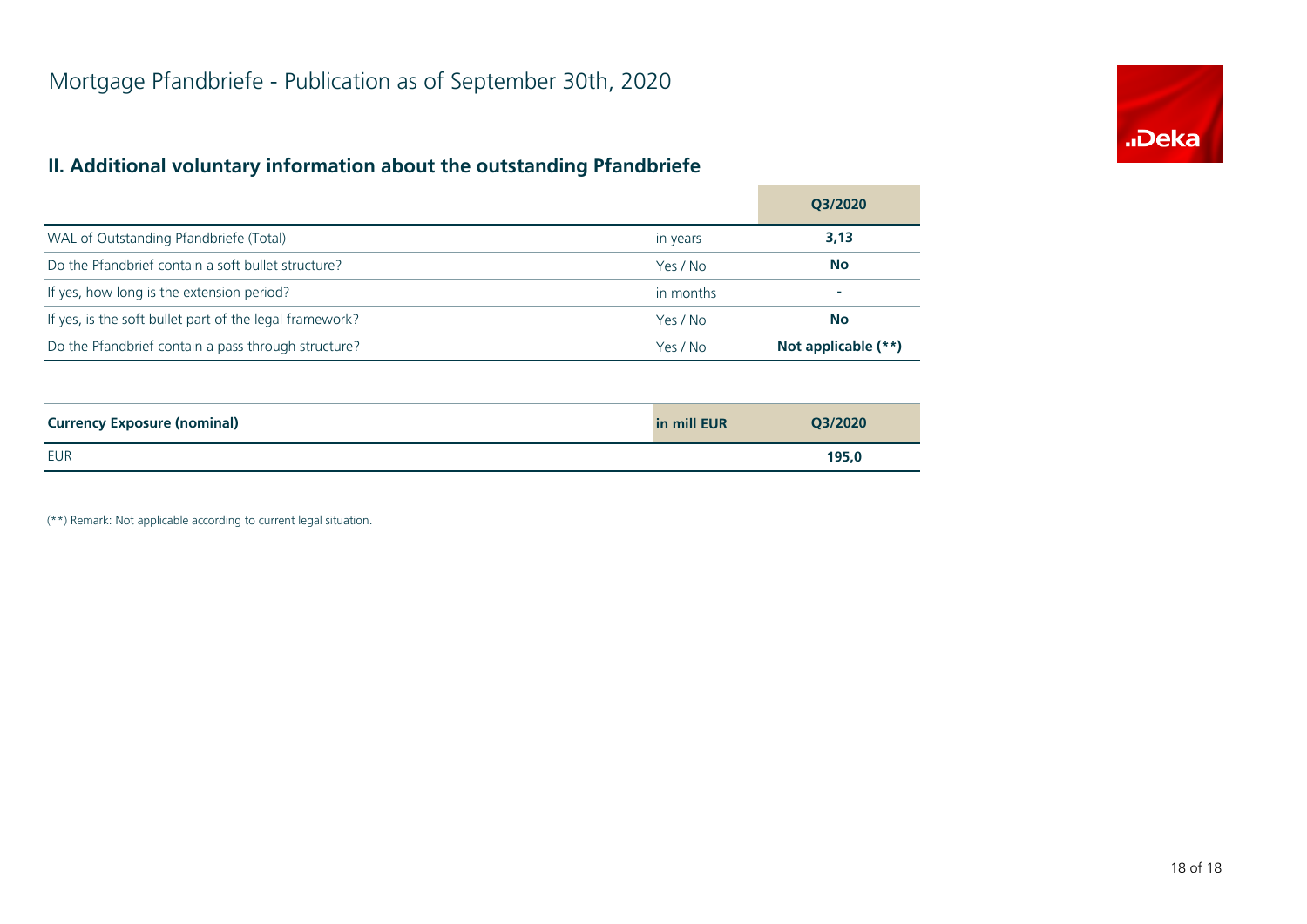# Mortgage Pfandbriefe - Publication as of September 30th, 2020

## II. Additional voluntary information about the outstanding Pfandbriefe

| | | Q3/2020 |
|---|---|---|
| WAL of Outstanding Pfandbriefe (Total) | in years | **3,13** |
| Do the Pfandbrief contain a soft bullet structure? | Yes / No | **No** |
| If yes, how long is the extension period? | in months | **-** |
| If yes, is the soft bullet part of the legal framework? | Yes / No | **No** |
| Do the Pfandbrief contain a pass through structure? | Yes / No | **Not applicable (**)** |

| **Currency Exposure (nominal)** | **in mill EUR** | **Q3/2020** |
|---|---|---|
| EUR | | **195,0** |

(**) Remark: Not applicable according to current legal situation.